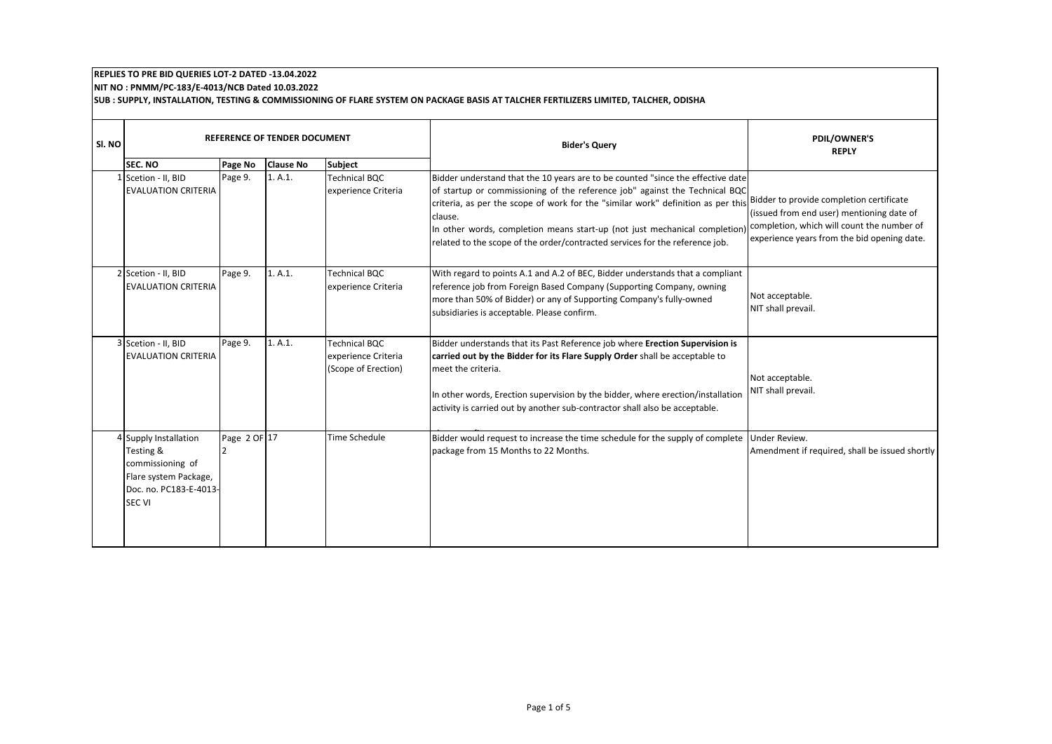**REPLIES TO PRE BID QUERIES LOT-2 DATED -13.04.2022**

**NIT NO : PNMM/PC-183/E-4013/NCB Dated 10.03.2022**

**SUB : SUPPLY, INSTALLATION, TESTING & COMMISSIONING OF FLARE SYSTEM ON PACKAGE BASIS AT TALCHER FERTILIZERS LIMITED, TALCHER, ODISHA**

| Sl. NO | REFERENCE OF TENDER DOCUMENT | | | | Bider's Query | PDIL/OWNER'S REPLY |
|---|---|---|---|---|---|---|
| | SEC. NO | Page No | Clause No | Subject | | |
| 1 | Scetion - II, BID EVALUATION CRITERIA | Page 9. | 1. A.1. | Technical BQC experience Criteria | Bidder understand that the 10 years are to be counted "since the effective date of startup or commissioning of the reference job" against the Technical BQC criteria, as per the scope of work for the "similar work" definition as per this clause.<br>In other words, completion means start-up (not just mechanical completion) related to the scope of the order/contracted services for the reference job. | Bidder to provide completion certificate (issued from end user) mentioning date of completion, which will count the number of experience years from the bid opening date. |
| 2 | Scetion - II, BID EVALUATION CRITERIA | Page 9. | 1. A.1. | Technical BQC experience Criteria | With regard to points A.1 and A.2 of BEC, Bidder understands that a compliant reference job from Foreign Based Company (Supporting Company, owning more than 50% of Bidder) or any of Supporting Company's fully-owned subsidiaries is acceptable. Please confirm. | Not acceptable.<br>NIT shall prevail. |
| 3 | Scetion - II, BID EVALUATION CRITERIA | Page 9. | 1. A.1. | Technical BQC experience Criteria (Scope of Erection) | Bidder understands that its Past Reference job where **Erection Supervision is carried out by the Bidder for its Flare Supply Order** shall be acceptable to meet the criteria.<br><br>In other words, Erection supervision by the bidder, where erection/installation activity is carried out by another sub-contractor shall also be acceptable. | Not acceptable.<br>NIT shall prevail. |
| 4 | Supply Installation Testing & commissioning of Flare system Package, Doc. no. PC183-E-4013-SEC VI | Page 2 OF 2 | 17 | Time Schedule | Bidder would request to increase the time schedule for the supply of complete package from 15 Months to 22 Months. | Under Review.<br>Amendment if required, shall be issued shortly |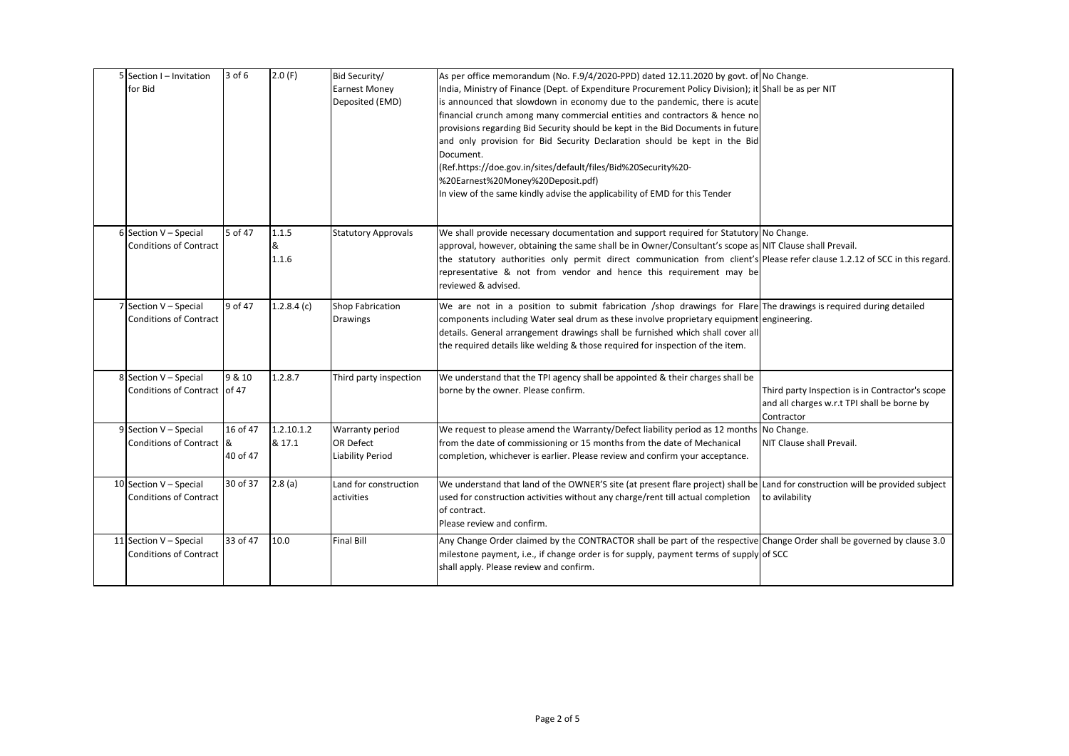| 5 | Section I – Invitation for Bid | 3 of 6 | 2.0 (F) | Bid Security/ Earnest Money Deposited (EMD) | As per office memorandum (No. F.9/4/2020-PPD) dated 12.11.2020 by govt. of India, Ministry of Finance (Dept. of Expenditure Procurement Policy Division); it is announced that slowdown in economy due to the pandemic, there is acute financial crunch among many commercial entities and contractors & hence no provisions regarding Bid Security should be kept in the Bid Documents in future and only provision for Bid Security Declaration should be kept in the Bid Document.<br>(Ref.https://doe.gov.in/sites/default/files/Bid%20Security%20-%20Earnest%20Money%20Deposit.pdf)<br>In view of the same kindly advise the applicability of EMD for this Tender | No Change.<br>Shall be as per NIT |
|---|---|---|---|---|---|---|
| 6 | Section V – Special Conditions of Contract | 5 of 47 | 1.1.5 & 1.1.6 | Statutory Approvals | We shall provide necessary documentation and support required for Statutory approval, however, obtaining the same shall be in Owner/Consultant's scope as the statutory authorities only permit direct communication from client's representative & not from vendor and hence this requirement may be reviewed & advised. | No Change.<br>NIT Clause shall Prevail.<br>Please refer clause 1.2.12 of SCC in this regard. |
| 7 | Section V – Special Conditions of Contract | 9 of 47 | 1.2.8.4 (c) | Shop Fabrication Drawings | We are not in a position to submit fabrication /shop drawings for Flare components including Water seal drum as these involve proprietary equipment details. General arrangement drawings shall be furnished which shall cover all the required details like welding & those required for inspection of the item. | The drawings is required during detailed engineering. |
| 8 | Section V – Special Conditions of Contract | 9 & 10 of 47 | 1.2.8.7 | Third party inspection | We understand that the TPI agency shall be appointed & their charges shall be borne by the owner. Please confirm. | Third party Inspection is in Contractor's scope and all charges w.r.t TPI shall be borne by Contractor |
| 9 | Section V – Special Conditions of Contract | 16 of 47 & 40 of 47 | 1.2.10.1.2 & 17.1 | Warranty period OR Defect Liability Period | We request to please amend the Warranty/Defect liability period as 12 months from the date of commissioning or 15 months from the date of Mechanical completion, whichever is earlier. Please review and confirm your acceptance. | No Change.<br>NIT Clause shall Prevail. |
| 10 | Section V – Special Conditions of Contract | 30 of 37 | 2.8 (a) | Land for construction activities | We understand that land of the OWNER'S site (at present flare project) shall be used for construction activities without any charge/rent till actual completion of contract.<br>Please review and confirm. | Land for construction will be provided subject to avilability |
| 11 | Section V – Special Conditions of Contract | 33 of 47 | 10.0 | Final Bill | Any Change Order claimed by the CONTRACTOR shall be part of the respective milestone payment, i.e., if change order is for supply, payment terms of supply shall apply. Please review and confirm. | Change Order shall be governed by clause 3.0 of SCC |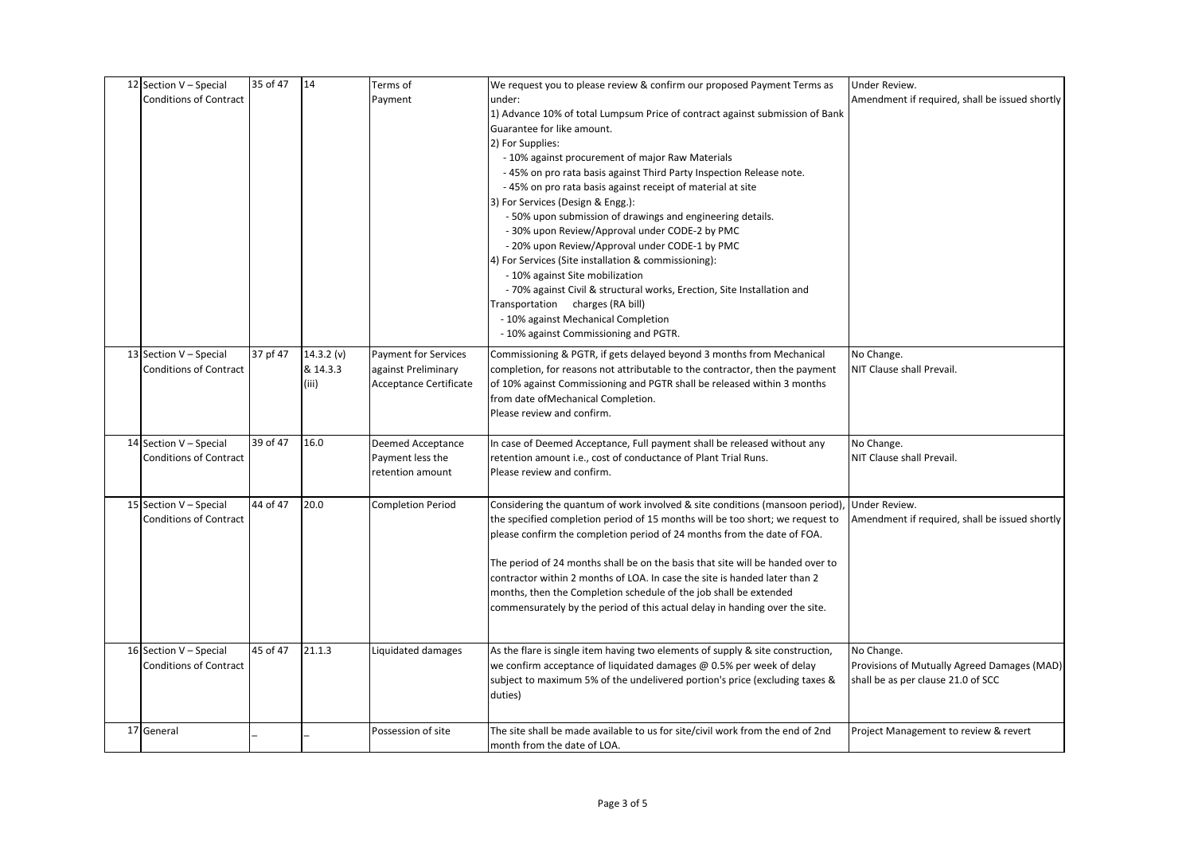| | | | | | | |
|---|---|---|---|---|---|---|
| 12 | Section V – Special Conditions of Contract | 35 of 47 | 14 | Terms of Payment | We request you to please review & confirm our proposed Payment Terms as under:<br>1) Advance 10% of total Lumpsum Price of contract against submission of Bank Guarantee for like amount.<br>2) For Supplies:<br>- 10% against procurement of major Raw Materials<br>- 45% on pro rata basis against Third Party Inspection Release note.<br>- 45% on pro rata basis against receipt of material at site<br>3) For Services (Design & Engg.):<br>- 50% upon submission of drawings and engineering details.<br>- 30% upon Review/Approval under CODE-2 by PMC<br>- 20% upon Review/Approval under CODE-1 by PMC<br>4) For Services (Site installation & commissioning):<br>- 10% against Site mobilization<br>- 70% against Civil & structural works, Erection, Site Installation and Transportation charges (RA bill)<br>- 10% against Mechanical Completion<br>- 10% against Commissioning and PGTR. | Under Review.<br>Amendment if required, shall be issued shortly |
| 13 | Section V – Special Conditions of Contract | 37 pf 47 | 14.3.2 (v) & 14.3.3 (iii) | Payment for Services against Preliminary Acceptance Certificate | Commissioning & PGTR, if gets delayed beyond 3 months from Mechanical completion, for reasons not attributable to the contractor, then the payment of 10% against Commissioning and PGTR shall be released within 3 months from date ofMechanical Completion.<br>Please review and confirm. | No Change.<br>NIT Clause shall Prevail. |
| 14 | Section V – Special Conditions of Contract | 39 of 47 | 16.0 | Deemed Acceptance Payment less the retention amount | In case of Deemed Acceptance, Full payment shall be released without any retention amount i.e., cost of conductance of Plant Trial Runs.<br>Please review and confirm. | No Change.<br>NIT Clause shall Prevail. |
| 15 | Section V – Special Conditions of Contract | 44 of 47 | 20.0 | Completion Period | Considering the quantum of work involved & site conditions (mansoon period), the specified completion period of 15 months will be too short; we request to please confirm the completion period of 24 months from the date of FOA.<br><br>The period of 24 months shall be on the basis that site will be handed over to contractor within 2 months of LOA. In case the site is handed later than 2 months, then the Completion schedule of the job shall be extended commensurately by the period of this actual delay in handing over the site. | Under Review.<br>Amendment if required, shall be issued shortly |
| 16 | Section V – Special Conditions of Contract | 45 of 47 | 21.1.3 | Liquidated damages | As the flare is single item having two elements of supply & site construction, we confirm acceptance of liquidated damages @ 0.5% per week of delay subject to maximum 5% of the undelivered portion's price (excluding taxes & duties) | No Change.<br>Provisions of Mutually Agreed Damages (MAD) shall be as per clause 21.0 of SCC |
| 17 | General | _ | _ | Possession of site | The site shall be made available to us for site/civil work from the end of 2nd month from the date of LOA. | Project Management to review & revert |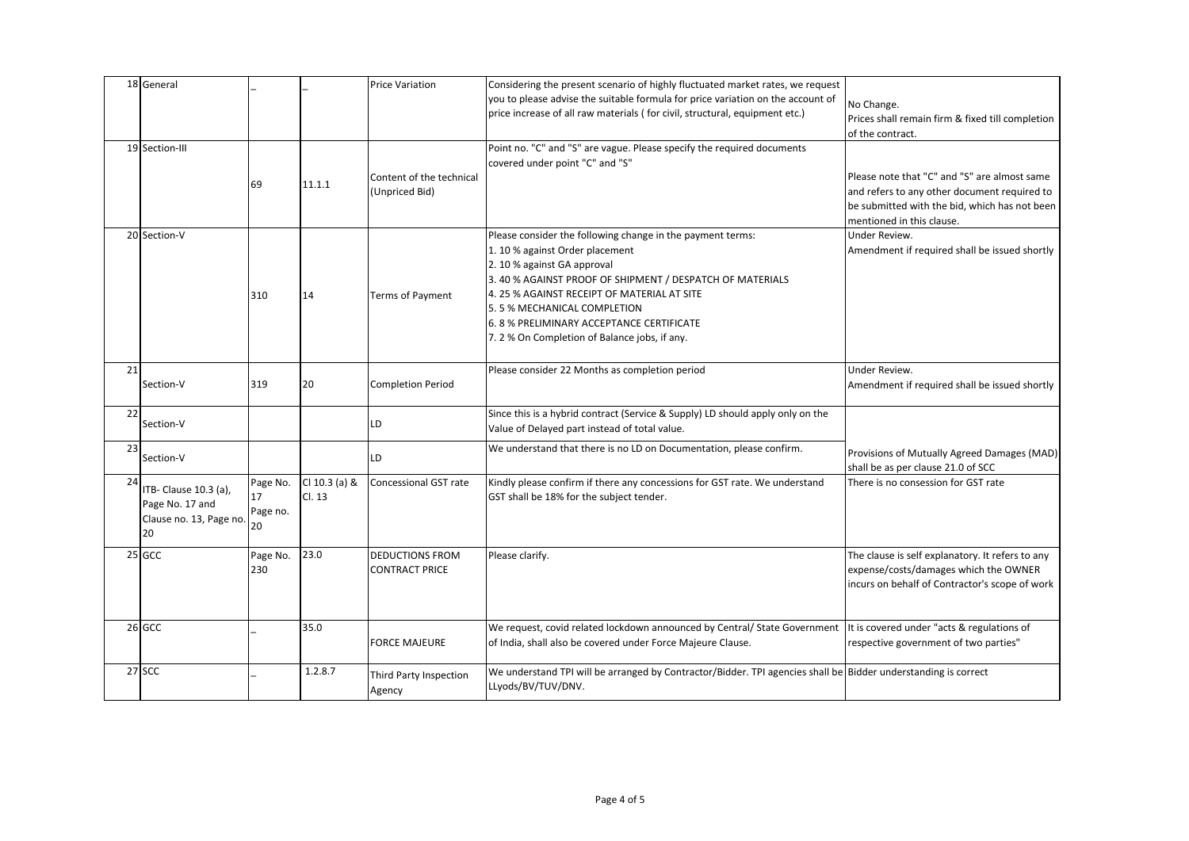| 18 | General | _ | _ | Price Variation | Considering the present scenario of highly fluctuated market rates, we request you to please advise the suitable formula for price variation on the account of price increase of all raw materials ( for civil, structural, equipment etc.) | No Change.<br>Prices shall remain firm & fixed till completion of the contract. |
|---|---|---|---|---|---|---|
| 19 | Section-III | 69 | 11.1.1 | Content of the technical (Unpriced Bid) | Point no. "C" and "S" are vague. Please specify the required documents covered under point "C" and "S" | Please note that "C" and "S" are almost same and refers to any other document required to be submitted with the bid, which has not been mentioned in this clause. |
| 20 | Section-V | 310 | 14 | Terms of Payment | Please consider the following change in the payment terms:<br>1. 10 % against Order placement<br>2. 10 % against GA approval<br>3. 40 % AGAINST PROOF OF SHIPMENT / DESPATCH OF MATERIALS<br>4. 25 % AGAINST RECEIPT OF MATERIAL AT SITE<br>5. 5 % MECHANICAL COMPLETION<br>6. 8 % PRELIMINARY ACCEPTANCE CERTIFICATE<br>7. 2 % On Completion of Balance jobs, if any. | Under Review.<br>Amendment if required shall be issued shortly |
| 21 | Section-V | 319 | 20 | Completion Period | Please consider 22 Months as completion period | Under Review.<br>Amendment if required shall be issued shortly |
| 22 | Section-V | | | LD | Since this is a hybrid contract (Service & Supply) LD should apply only on the Value of Delayed part instead of total value. | Provisions of Mutually Agreed Damages (MAD) shall be as per clause 21.0 of SCC |
| 23 | Section-V | | | LD | We understand that there is no LD on Documentation, please confirm. | |
| 24 | ITB- Clause 10.3 (a), Page No. 17 and Clause no. 13, Page no. 20 | Page No. 17 Page no. 20 | Cl 10.3 (a) & Cl. 13 | Concessional GST rate | Kindly please confirm if there any concessions for GST rate. We understand GST shall be 18% for the subject tender. | There is no consession for GST rate |
| 25 | GCC | Page No. 230 | 23.0 | DEDUCTIONS FROM CONTRACT PRICE | Please clarify. | The clause is self explanatory. It refers to any expense/costs/damages which the OWNER incurs on behalf of Contractor's scope of work |
| 26 | GCC | _ | 35.0 | FORCE MAJEURE | We request, covid related lockdown announced by Central/ State Government of India, shall also be covered under Force Majeure Clause. | It is covered under "acts & regulations of respective government of two parties" |
| 27 | SCC | _ | 1.2.8.7 | Third Party Inspection Agency | We understand TPI will be arranged by Contractor/Bidder. TPI agencies shall be LLyods/BV/TUV/DNV. | Bidder understanding is correct |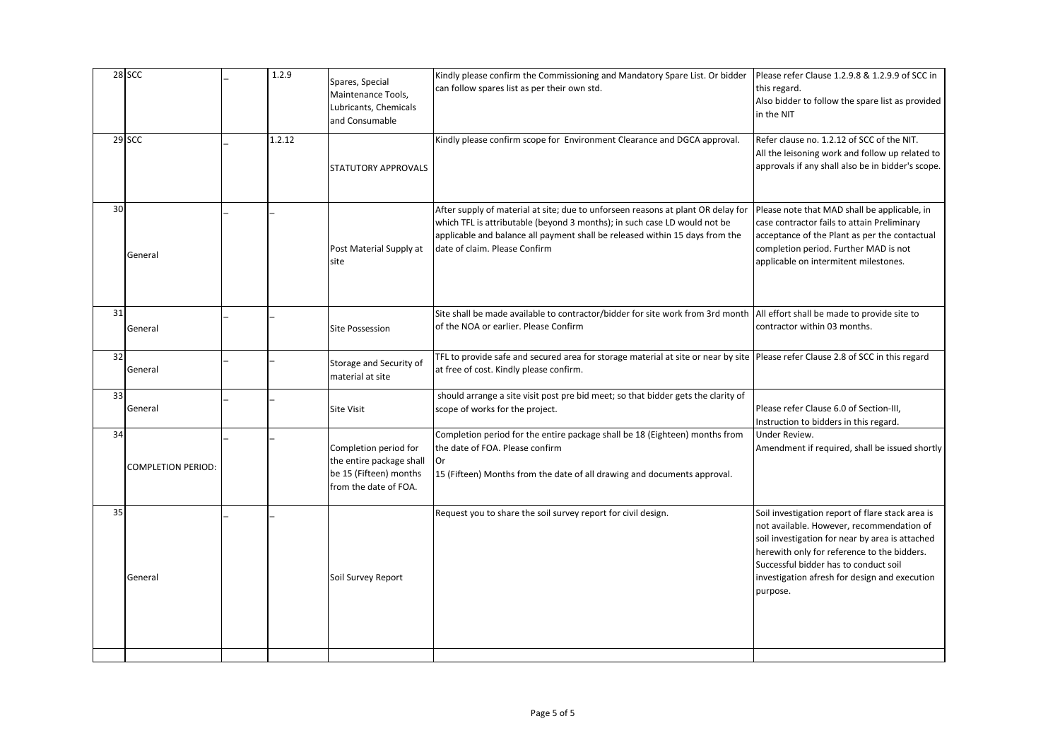| | | | | | | |
|---|---|---|---|---|---|---|
| 28 | SCC | _ | 1.2.9 | Spares, Special Maintenance Tools, Lubricants, Chemicals and Consumable | Kindly please confirm the Commissioning and Mandatory Spare List. Or bidder can follow spares list as per their own std. | Please refer Clause 1.2.9.8 & 1.2.9.9 of SCC in this regard.<br>Also bidder to follow the spare list as provided in the NIT |
| 29 | SCC | _ | 1.2.12 | STATUTORY APPROVALS | Kindly please confirm scope for Environment Clearance and DGCA approval. | Refer clause no. 1.2.12 of SCC of the NIT.<br>All the leisoning work and follow up related to approvals if any shall also be in bidder's scope. |
| 30 | General | _ | _ | Post Material Supply at site | After supply of material at site; due to unforseen reasons at plant OR delay for which TFL is attributable (beyond 3 months); in such case LD would not be applicable and balance all payment shall be released within 15 days from the date of claim. Please Confirm | Please note that MAD shall be applicable, in case contractor fails to attain Preliminary acceptance of the Plant as per the contactual completion period. Further MAD is not applicable on intermitent milestones. |
| 31 | General | _ | _ | Site Possession | Site shall be made available to contractor/bidder for site work from 3rd month of the NOA or earlier. Please Confirm | All effort shall be made to provide site to contractor within 03 months. |
| 32 | General | _ | _ | Storage and Security of material at site | TFL to provide safe and secured area for storage material at site or near by site at free of cost. Kindly please confirm. | Please refer Clause 2.8 of SCC in this regard |
| 33 | General | _ | _ | Site Visit | should arrange a site visit post pre bid meet; so that bidder gets the clarity of scope of works for the project. | Please refer Clause 6.0 of Section-III, Instruction to bidders in this regard. |
| 34 | COMPLETION PERIOD: | _ | _ | Completion period for the entire package shall be 15 (Fifteen) months from the date of FOA. | Completion period for the entire package shall be 18 (Eighteen) months from the date of FOA. Please confirm<br>Or<br>15 (Fifteen) Months from the date of all drawing and documents approval. | Under Review.<br>Amendment if required, shall be issued shortly |
| 35 | General | _ | _ | Soil Survey Report | Request you to share the soil survey report for civil design. | Soil investigation report of flare stack area is not available. However, recommendation of soil investigation for near by area is attached herewith only for reference to the bidders. Successful bidder has to conduct soil investigation afresh for design and execution purpose. |